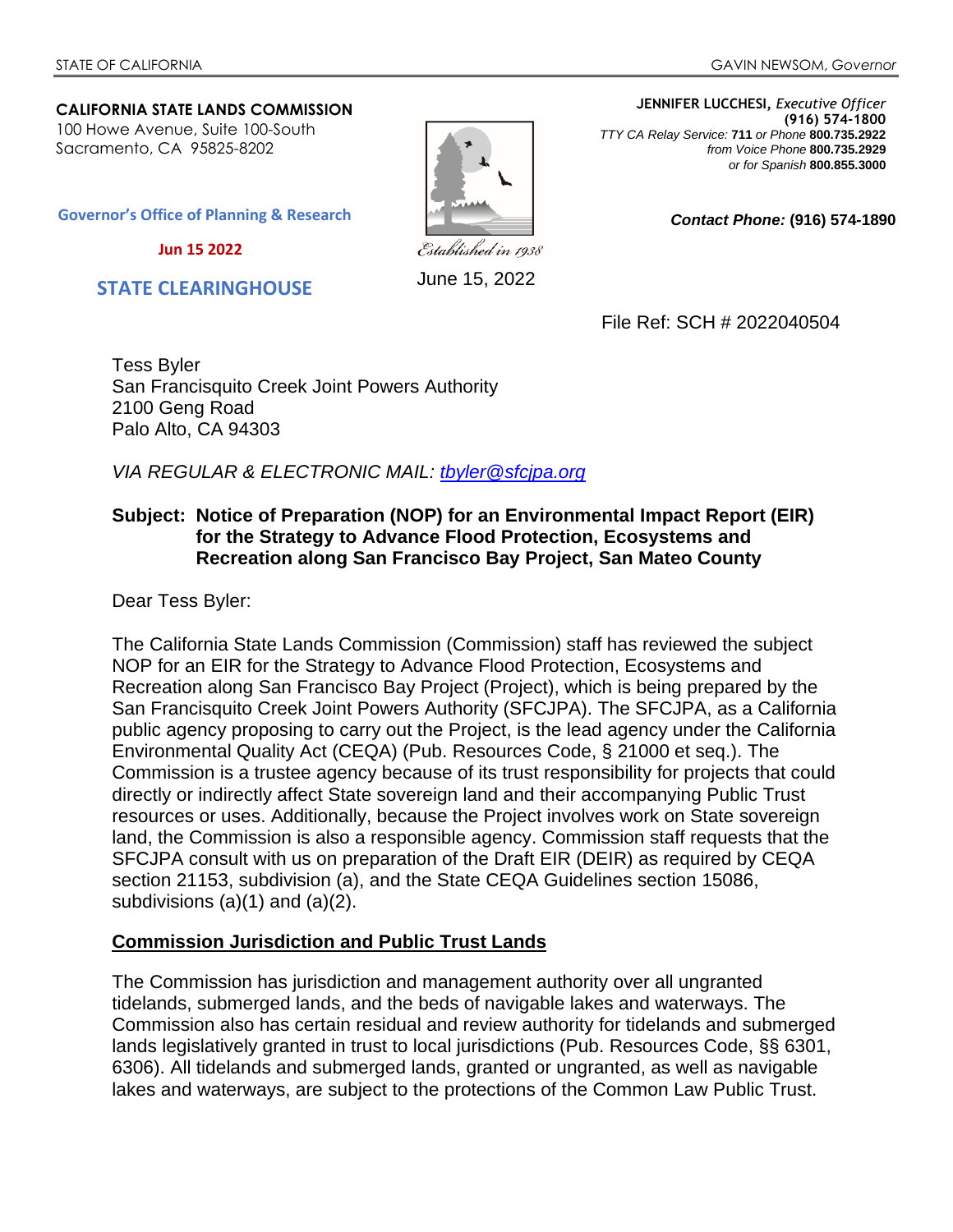STATE OF CALIFORNIA GAVIN NEWSOM, *Governor*

**CALIFORNIA STATE LANDS COMMISSION**
100 Howe Avenue, Suite 100-South
Sacramento, CA 95825-8202

**JENNIFER LUCCHESI,** *Executive Officer*
**(916) 574-1800**
*TTY CA Relay Service:* **711** *or Phone* **800.735.2922**
*from Voice Phone* **800.735.2929**
*or for Spanish* **800.855.3000**

**Governor's Office of Planning & Research**

**Jun 15 2022**

**STATE CLEARINGHOUSE**

*Established in 1938*

***Contact Phone:*** **(916) 574-1890**

June 15, 2022

File Ref: SCH # 2022040504

Tess Byler
San Francisquito Creek Joint Powers Authority
2100 Geng Road
Palo Alto, CA 94303

*VIA REGULAR & ELECTRONIC MAIL: tbyler@sfcjpa.org*

**Subject: Notice of Preparation (NOP) for an Environmental Impact Report (EIR) for the Strategy to Advance Flood Protection, Ecosystems and Recreation along San Francisco Bay Project, San Mateo County**

Dear Tess Byler:

The California State Lands Commission (Commission) staff has reviewed the subject NOP for an EIR for the Strategy to Advance Flood Protection, Ecosystems and Recreation along San Francisco Bay Project (Project), which is being prepared by the San Francisquito Creek Joint Powers Authority (SFCJPA). The SFCJPA, as a California public agency proposing to carry out the Project, is the lead agency under the California Environmental Quality Act (CEQA) (Pub. Resources Code, § 21000 et seq.). The Commission is a trustee agency because of its trust responsibility for projects that could directly or indirectly affect State sovereign land and their accompanying Public Trust resources or uses. Additionally, because the Project involves work on State sovereign land, the Commission is also a responsible agency. Commission staff requests that the SFCJPA consult with us on preparation of the Draft EIR (DEIR) as required by CEQA section 21153, subdivision (a), and the State CEQA Guidelines section 15086, subdivisions (a)(1) and (a)(2).

## Commission Jurisdiction and Public Trust Lands

The Commission has jurisdiction and management authority over all ungranted tidelands, submerged lands, and the beds of navigable lakes and waterways. The Commission also has certain residual and review authority for tidelands and submerged lands legislatively granted in trust to local jurisdictions (Pub. Resources Code, §§ 6301, 6306). All tidelands and submerged lands, granted or ungranted, as well as navigable lakes and waterways, are subject to the protections of the Common Law Public Trust.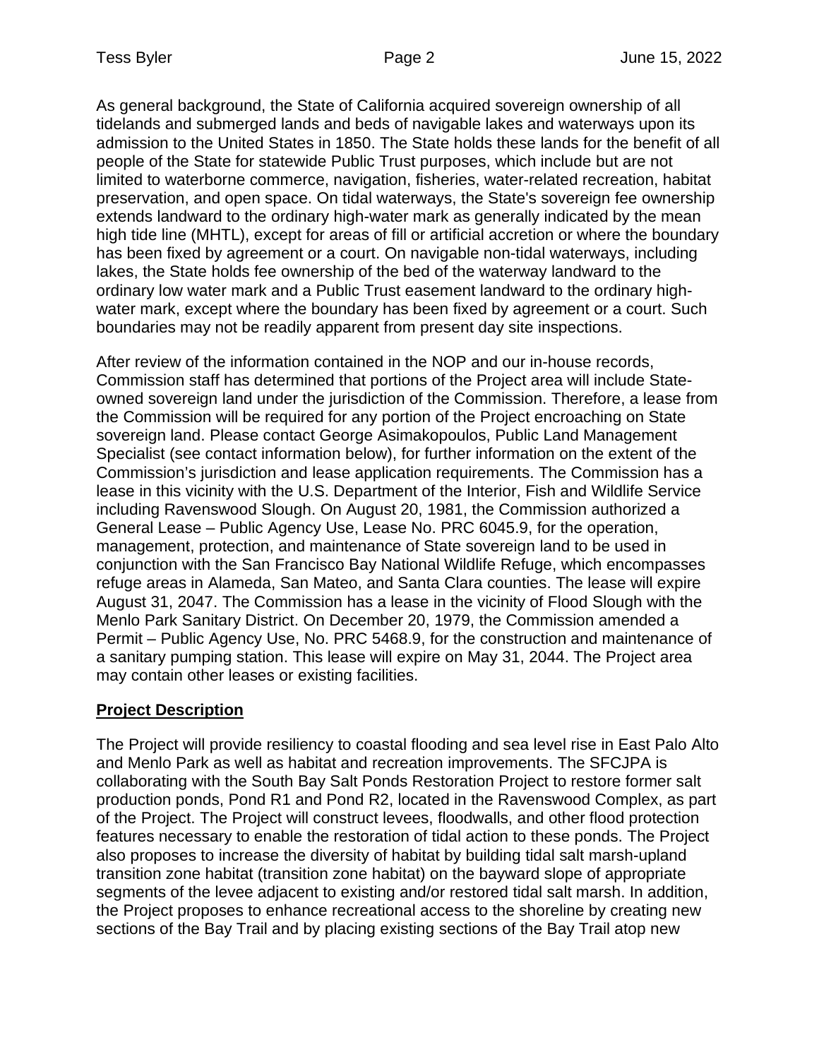As general background, the State of California acquired sovereign ownership of all tidelands and submerged lands and beds of navigable lakes and waterways upon its admission to the United States in 1850. The State holds these lands for the benefit of all people of the State for statewide Public Trust purposes, which include but are not limited to waterborne commerce, navigation, fisheries, water-related recreation, habitat preservation, and open space. On tidal waterways, the State's sovereign fee ownership extends landward to the ordinary high-water mark as generally indicated by the mean high tide line (MHTL), except for areas of fill or artificial accretion or where the boundary has been fixed by agreement or a court. On navigable non-tidal waterways, including lakes, the State holds fee ownership of the bed of the waterway landward to the ordinary low water mark and a Public Trust easement landward to the ordinary high-water mark, except where the boundary has been fixed by agreement or a court. Such boundaries may not be readily apparent from present day site inspections.

After review of the information contained in the NOP and our in-house records, Commission staff has determined that portions of the Project area will include State-owned sovereign land under the jurisdiction of the Commission. Therefore, a lease from the Commission will be required for any portion of the Project encroaching on State sovereign land. Please contact George Asimakopoulos, Public Land Management Specialist (see contact information below), for further information on the extent of the Commission's jurisdiction and lease application requirements. The Commission has a lease in this vicinity with the U.S. Department of the Interior, Fish and Wildlife Service including Ravenswood Slough. On August 20, 1981, the Commission authorized a General Lease – Public Agency Use, Lease No. PRC 6045.9, for the operation, management, protection, and maintenance of State sovereign land to be used in conjunction with the San Francisco Bay National Wildlife Refuge, which encompasses refuge areas in Alameda, San Mateo, and Santa Clara counties. The lease will expire August 31, 2047. The Commission has a lease in the vicinity of Flood Slough with the Menlo Park Sanitary District. On December 20, 1979, the Commission amended a Permit – Public Agency Use, No. PRC 5468.9, for the construction and maintenance of a sanitary pumping station. This lease will expire on May 31, 2044. The Project area may contain other leases or existing facilities.

## Project Description

The Project will provide resiliency to coastal flooding and sea level rise in East Palo Alto and Menlo Park as well as habitat and recreation improvements. The SFCJPA is collaborating with the South Bay Salt Ponds Restoration Project to restore former salt production ponds, Pond R1 and Pond R2, located in the Ravenswood Complex, as part of the Project. The Project will construct levees, floodwalls, and other flood protection features necessary to enable the restoration of tidal action to these ponds. The Project also proposes to increase the diversity of habitat by building tidal salt marsh-upland transition zone habitat (transition zone habitat) on the bayward slope of appropriate segments of the levee adjacent to existing and/or restored tidal salt marsh. In addition, the Project proposes to enhance recreational access to the shoreline by creating new sections of the Bay Trail and by placing existing sections of the Bay Trail atop new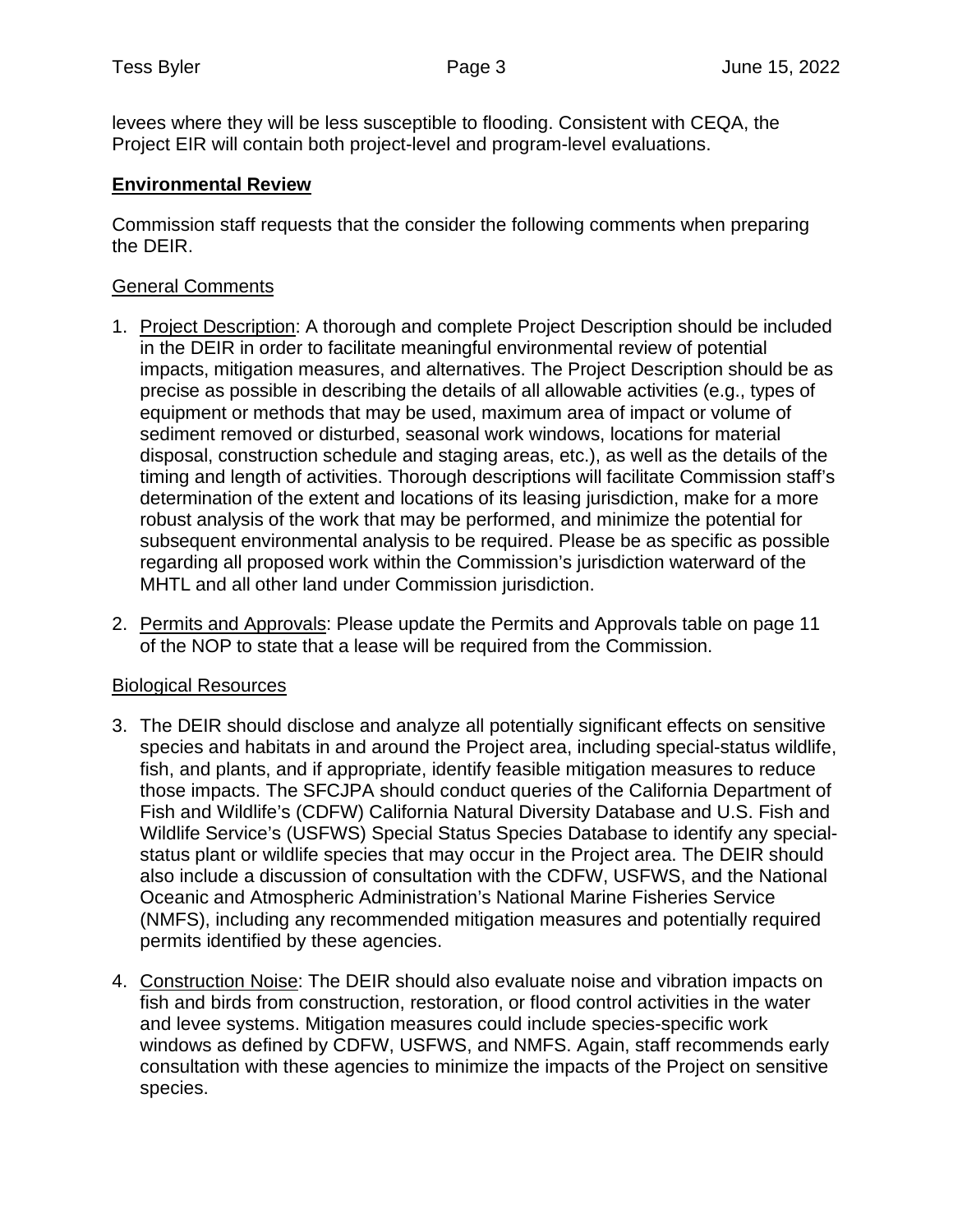levees where they will be less susceptible to flooding. Consistent with CEQA, the Project EIR will contain both project-level and program-level evaluations.

## Environmental Review

Commission staff requests that the consider the following comments when preparing the DEIR.

### General Comments

1. Project Description: A thorough and complete Project Description should be included in the DEIR in order to facilitate meaningful environmental review of potential impacts, mitigation measures, and alternatives. The Project Description should be as precise as possible in describing the details of all allowable activities (e.g., types of equipment or methods that may be used, maximum area of impact or volume of sediment removed or disturbed, seasonal work windows, locations for material disposal, construction schedule and staging areas, etc.), as well as the details of the timing and length of activities. Thorough descriptions will facilitate Commission staff's determination of the extent and locations of its leasing jurisdiction, make for a more robust analysis of the work that may be performed, and minimize the potential for subsequent environmental analysis to be required. Please be as specific as possible regarding all proposed work within the Commission's jurisdiction waterward of the MHTL and all other land under Commission jurisdiction.

2. Permits and Approvals: Please update the Permits and Approvals table on page 11 of the NOP to state that a lease will be required from the Commission.

### Biological Resources

3. The DEIR should disclose and analyze all potentially significant effects on sensitive species and habitats in and around the Project area, including special-status wildlife, fish, and plants, and if appropriate, identify feasible mitigation measures to reduce those impacts. The SFCJPA should conduct queries of the California Department of Fish and Wildlife's (CDFW) California Natural Diversity Database and U.S. Fish and Wildlife Service's (USFWS) Special Status Species Database to identify any special-status plant or wildlife species that may occur in the Project area. The DEIR should also include a discussion of consultation with the CDFW, USFWS, and the National Oceanic and Atmospheric Administration's National Marine Fisheries Service (NMFS), including any recommended mitigation measures and potentially required permits identified by these agencies.

4. Construction Noise: The DEIR should also evaluate noise and vibration impacts on fish and birds from construction, restoration, or flood control activities in the water and levee systems. Mitigation measures could include species-specific work windows as defined by CDFW, USFWS, and NMFS. Again, staff recommends early consultation with these agencies to minimize the impacts of the Project on sensitive species.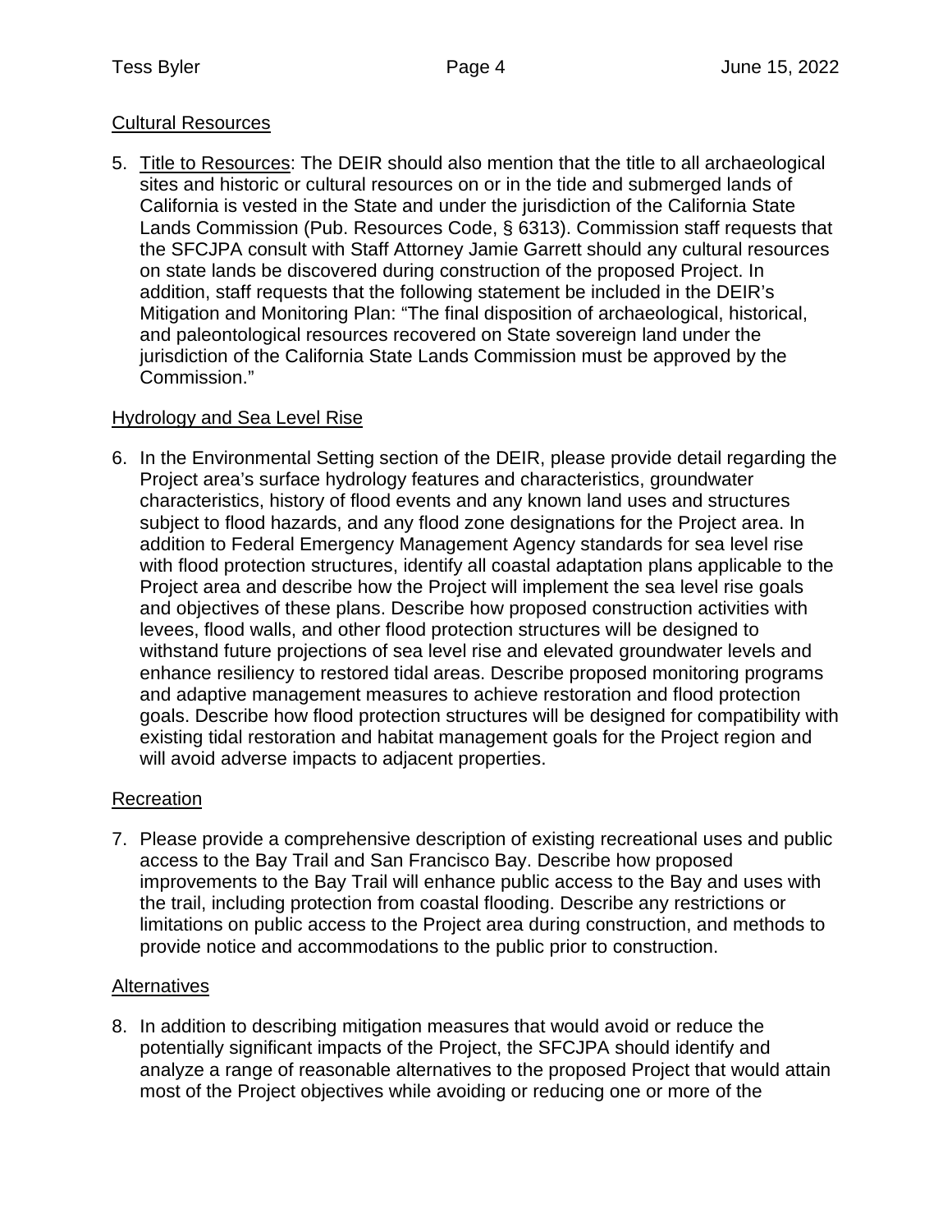<u>Cultural Resources</u>

5. <u>Title to Resources</u>: The DEIR should also mention that the title to all archaeological sites and historic or cultural resources on or in the tide and submerged lands of California is vested in the State and under the jurisdiction of the California State Lands Commission (Pub. Resources Code, § 6313). Commission staff requests that the SFCJPA consult with Staff Attorney Jamie Garrett should any cultural resources on state lands be discovered during construction of the proposed Project. In addition, staff requests that the following statement be included in the DEIR's Mitigation and Monitoring Plan: "The final disposition of archaeological, historical, and paleontological resources recovered on State sovereign land under the jurisdiction of the California State Lands Commission must be approved by the Commission."

<u>Hydrology and Sea Level Rise</u>

6. In the Environmental Setting section of the DEIR, please provide detail regarding the Project area's surface hydrology features and characteristics, groundwater characteristics, history of flood events and any known land uses and structures subject to flood hazards, and any flood zone designations for the Project area. In addition to Federal Emergency Management Agency standards for sea level rise with flood protection structures, identify all coastal adaptation plans applicable to the Project area and describe how the Project will implement the sea level rise goals and objectives of these plans. Describe how proposed construction activities with levees, flood walls, and other flood protection structures will be designed to withstand future projections of sea level rise and elevated groundwater levels and enhance resiliency to restored tidal areas. Describe proposed monitoring programs and adaptive management measures to achieve restoration and flood protection goals. Describe how flood protection structures will be designed for compatibility with existing tidal restoration and habitat management goals for the Project region and will avoid adverse impacts to adjacent properties.

<u>Recreation</u>

7. Please provide a comprehensive description of existing recreational uses and public access to the Bay Trail and San Francisco Bay. Describe how proposed improvements to the Bay Trail will enhance public access to the Bay and uses with the trail, including protection from coastal flooding. Describe any restrictions or limitations on public access to the Project area during construction, and methods to provide notice and accommodations to the public prior to construction.

<u>Alternatives</u>

8. In addition to describing mitigation measures that would avoid or reduce the potentially significant impacts of the Project, the SFCJPA should identify and analyze a range of reasonable alternatives to the proposed Project that would attain most of the Project objectives while avoiding or reducing one or more of the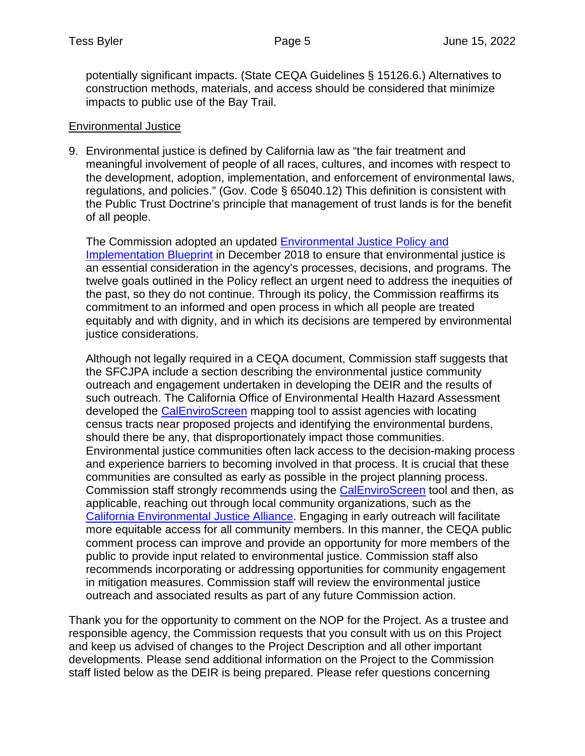potentially significant impacts. (State CEQA Guidelines § 15126.6.) Alternatives to construction methods, materials, and access should be considered that minimize impacts to public use of the Bay Trail.

<u>Environmental Justice</u>

9. Environmental justice is defined by California law as "the fair treatment and meaningful involvement of people of all races, cultures, and incomes with respect to the development, adoption, implementation, and enforcement of environmental laws, regulations, and policies." (Gov. Code § 65040.12) This definition is consistent with the Public Trust Doctrine's principle that management of trust lands is for the benefit of all people.

   The Commission adopted an updated [Environmental Justice Policy and Implementation Blueprint]() in December 2018 to ensure that environmental justice is an essential consideration in the agency's processes, decisions, and programs. The twelve goals outlined in the Policy reflect an urgent need to address the inequities of the past, so they do not continue. Through its policy, the Commission reaffirms its commitment to an informed and open process in which all people are treated equitably and with dignity, and in which its decisions are tempered by environmental justice considerations.

   Although not legally required in a CEQA document, Commission staff suggests that the SFCJPA include a section describing the environmental justice community outreach and engagement undertaken in developing the DEIR and the results of such outreach. The California Office of Environmental Health Hazard Assessment developed the [CalEnviroScreen]() mapping tool to assist agencies with locating census tracts near proposed projects and identifying the environmental burdens, should there be any, that disproportionately impact those communities. Environmental justice communities often lack access to the decision-making process and experience barriers to becoming involved in that process. It is crucial that these communities are consulted as early as possible in the project planning process. Commission staff strongly recommends using the [CalEnviroScreen]() tool and then, as applicable, reaching out through local community organizations, such as the [California Environmental Justice Alliance](). Engaging in early outreach will facilitate more equitable access for all community members. In this manner, the CEQA public comment process can improve and provide an opportunity for more members of the public to provide input related to environmental justice. Commission staff also recommends incorporating or addressing opportunities for community engagement in mitigation measures. Commission staff will review the environmental justice outreach and associated results as part of any future Commission action.

Thank you for the opportunity to comment on the NOP for the Project. As a trustee and responsible agency, the Commission requests that you consult with us on this Project and keep us advised of changes to the Project Description and all other important developments. Please send additional information on the Project to the Commission staff listed below as the DEIR is being prepared. Please refer questions concerning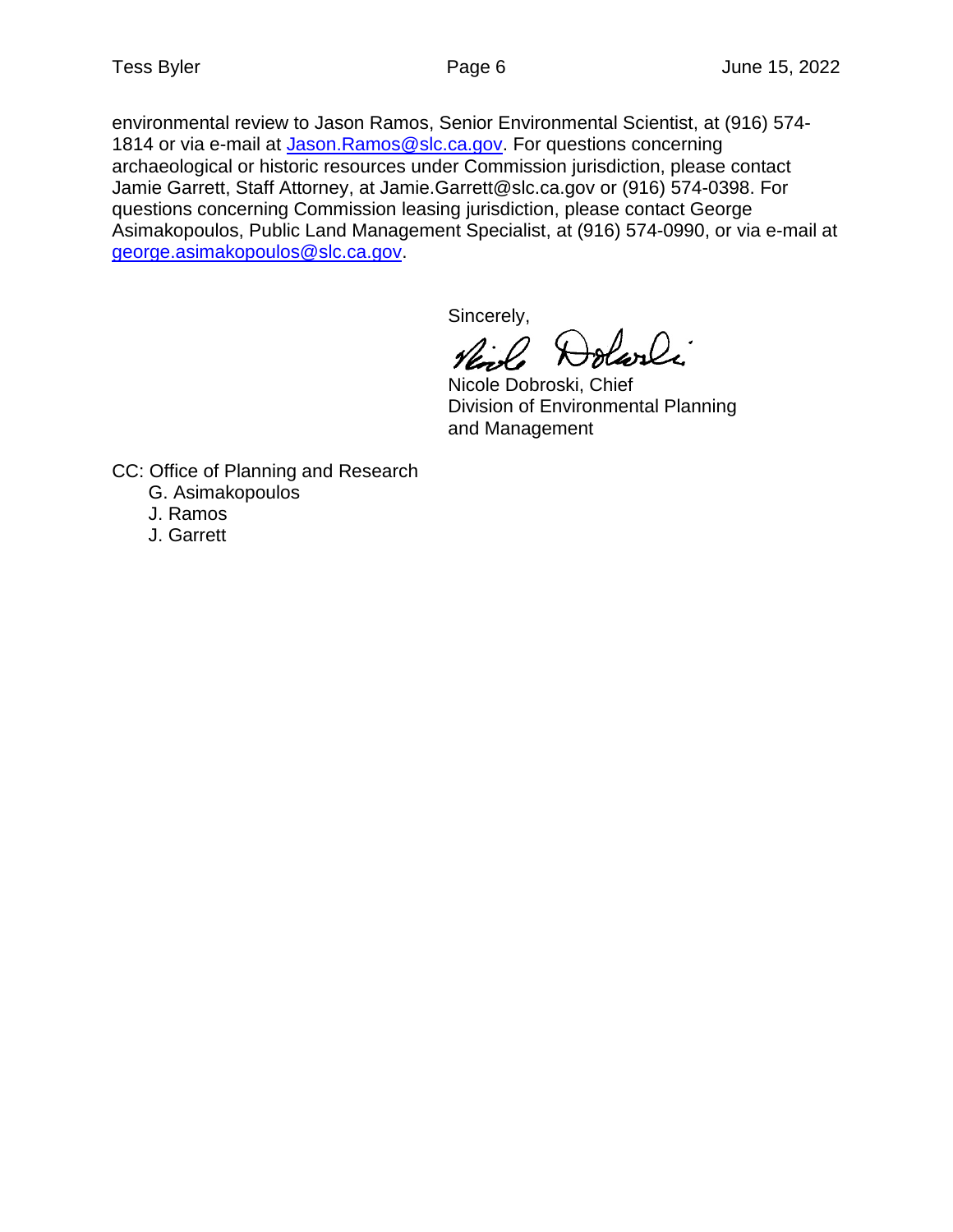environmental review to Jason Ramos, Senior Environmental Scientist, at (916) 574-1814 or via e-mail at [Jason.Ramos@slc.ca.gov](mailto:Jason.Ramos@slc.ca.gov). For questions concerning archaeological or historic resources under Commission jurisdiction, please contact Jamie Garrett, Staff Attorney, at Jamie.Garrett@slc.ca.gov or (916) 574-0398. For questions concerning Commission leasing jurisdiction, please contact George Asimakopoulos, Public Land Management Specialist, at (916) 574-0990, or via e-mail at [george.asimakopoulos@slc.ca.gov](mailto:george.asimakopoulos@slc.ca.gov).

Sincerely,

Nicole Dobroski, Chief
Division of Environmental Planning
and Management

CC: Office of Planning and Research
G. Asimakopoulos
J. Ramos
J. Garrett